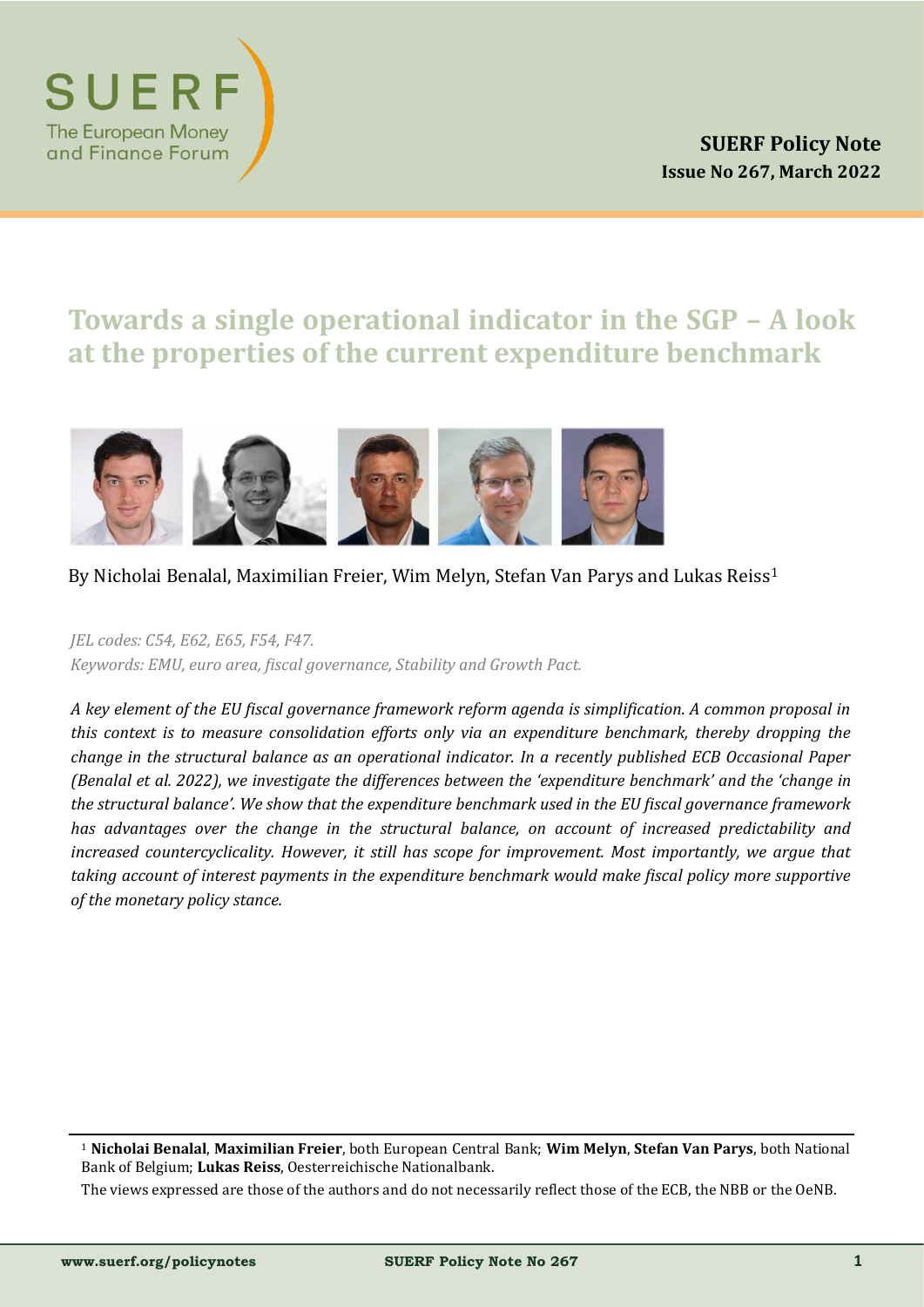SUERF
The European Money and Finance Forum

**SUERF Policy Note**
**Issue No 267, March 2022**

# Towards a single operational indicator in the SGP – A look at the properties of the current expenditure benchmark

By Nicholai Benalal, Maximilian Freier, Wim Melyn, Stefan Van Parys and Lukas Reiss[1]

*JEL codes: C54, E62, E65, F54, F47.*
*Keywords: EMU, euro area, fiscal governance, Stability and Growth Pact.*

*A key element of the EU fiscal governance framework reform agenda is simplification. A common proposal in this context is to measure consolidation efforts only via an expenditure benchmark, thereby dropping the change in the structural balance as an operational indicator. In a recently published ECB Occasional Paper (Benalal et al. 2022), we investigate the differences between the 'expenditure benchmark' and the 'change in the structural balance'. We show that the expenditure benchmark used in the EU fiscal governance framework has advantages over the change in the structural balance, on account of increased predictability and increased countercyclicality. However, it still has scope for improvement. Most importantly, we argue that taking account of interest payments in the expenditure benchmark would make fiscal policy more supportive of the monetary policy stance.*

---

[1] **Nicholai Benalal**, **Maximilian Freier**, both European Central Bank; **Wim Melyn**, **Stefan Van Parys**, both National Bank of Belgium; **Lukas Reiss**, Oesterreichische Nationalbank.

The views expressed are those of the authors and do not necessarily reflect those of the ECB, the NBB or the OeNB.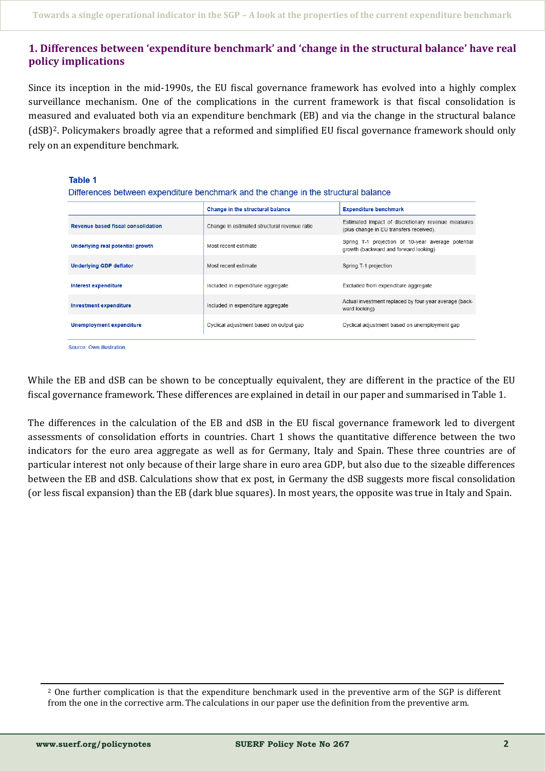## 1. Differences between 'expenditure benchmark' and 'change in the structural balance' have real policy implications

Since its inception in the mid-1990s, the EU fiscal governance framework has evolved into a highly complex surveillance mechanism. One of the complications in the current framework is that fiscal consolidation is measured and evaluated both via an expenditure benchmark (EB) and via the change in the structural balance (dSB)[2]. Policymakers broadly agree that a reformed and simplified EU fiscal governance framework should only rely on an expenditure benchmark.

**Table 1**

Differences between expenditure benchmark and the change in the structural balance

| | Change in the structural balance | Expenditure benchmark |
|---|---|---|
| Revenue based fiscal consolidation | Change in estimated structural revenue ratio | Estimated impact of discretionary revenue measures (plus change in EU transfers received). |
| Underlying real potential growth | Most recent estimate | Spring T-1 projection of 10-year average potential growth (backward and forward looking) |
| Underlying GDP deflator | Most recent estimate | Spring T-1 projection |
| Interest expenditure | Included in expenditure aggregate | Excluded from expenditure aggregate |
| Investment expenditure | Included in expenditure aggregate | Actual investment replaced by four-year average (backward looking) |
| Unemployment expenditure | Cyclical adjustment based on output gap | Cyclical adjustment based on unemployment gap |

Source: Own illustration.

While the EB and dSB can be shown to be conceptually equivalent, they are different in the practice of the EU fiscal governance framework. These differences are explained in detail in our paper and summarised in Table 1.

The differences in the calculation of the EB and dSB in the EU fiscal governance framework led to divergent assessments of consolidation efforts in countries. Chart 1 shows the quantitative difference between the two indicators for the euro area aggregate as well as for Germany, Italy and Spain. These three countries are of particular interest not only because of their large share in euro area GDP, but also due to the sizeable differences between the EB and dSB. Calculations show that ex post, in Germany the dSB suggests more fiscal consolidation (or less fiscal expansion) than the EB (dark blue squares). In most years, the opposite was true in Italy and Spain.

[2] One further complication is that the expenditure benchmark used in the preventive arm of the SGP is different from the one in the corrective arm. The calculations in our paper use the definition from the preventive arm.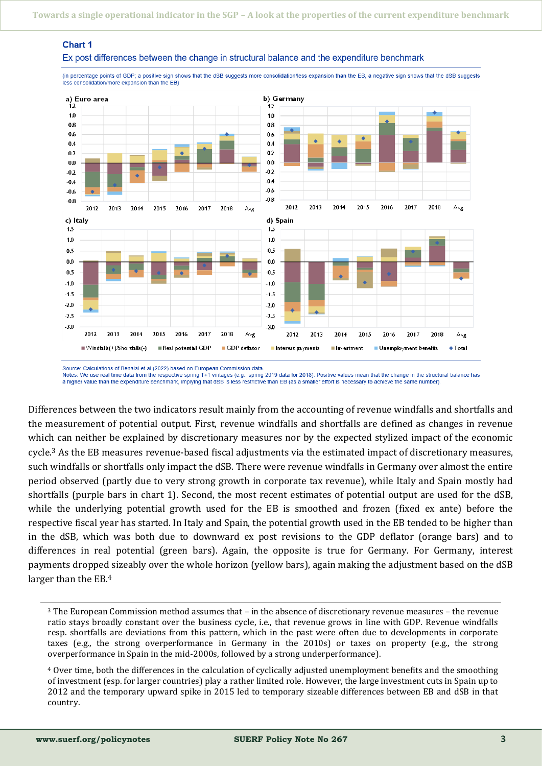**Chart 1**

Ex post differences between the change in structural balance and the expenditure benchmark

(in percentage points of GDP; a positive sign shows that the dSB suggests more consolidation/less expansion than the EB, a negative sign shows that the dSB suggests less consolidation/more expansion than the EB)

Source: Calculations of Benalal et al (2022) based on European Commission data.
Notes. We use real time data from the respective spring T+1 vintages (e.g., spring 2019 data for 2018). Positive values mean that the change in the structural balance has a higher value than the expenditure benchmark, implying that dSB is less restrictive than EB (as a smaller effort is necessary to achieve the same number).

Differences between the two indicators result mainly from the accounting of revenue windfalls and shortfalls and the measurement of potential output. First, revenue windfalls and shortfalls are defined as changes in revenue which can neither be explained by discretionary measures nor by the expected stylized impact of the economic cycle.[3] As the EB measures revenue-based fiscal adjustments via the estimated impact of discretionary measures, such windfalls or shortfalls only impact the dSB. There were revenue windfalls in Germany over almost the entire period observed (partly due to very strong growth in corporate tax revenue), while Italy and Spain mostly had shortfalls (purple bars in chart 1). Second, the most recent estimates of potential output are used for the dSB, while the underlying potential growth used for the EB is smoothed and frozen (fixed ex ante) before the respective fiscal year has started. In Italy and Spain, the potential growth used in the EB tended to be higher than in the dSB, which was both due to downward ex post revisions to the GDP deflator (orange bars) and to differences in real potential (green bars). Again, the opposite is true for Germany. For Germany, interest payments dropped sizeably over the whole horizon (yellow bars), again making the adjustment based on the dSB larger than the EB.[4]

[3] The European Commission method assumes that – in the absence of discretionary revenue measures – the revenue ratio stays broadly constant over the business cycle, i.e., that revenue grows in line with GDP. Revenue windfalls resp. shortfalls are deviations from this pattern, which in the past were often due to developments in corporate taxes (e.g., the strong overperformance in Germany in the 2010s) or taxes on property (e.g., the strong overperformance in Spain in the mid-2000s, followed by a strong underperformance).

[4] Over time, both the differences in the calculation of cyclically adjusted unemployment benefits and the smoothing of investment (esp. for larger countries) play a rather limited role. However, the large investment cuts in Spain up to 2012 and the temporary upward spike in 2015 led to temporary sizeable differences between EB and dSB in that country.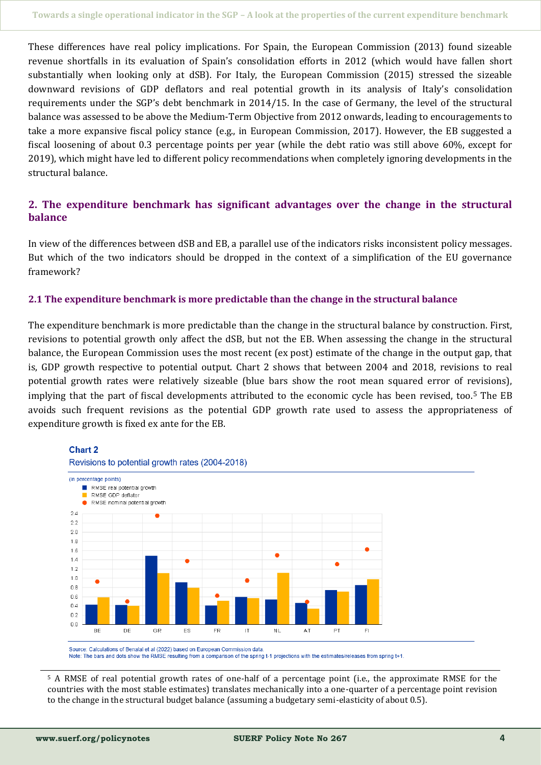These differences have real policy implications. For Spain, the European Commission (2013) found sizeable revenue shortfalls in its evaluation of Spain's consolidation efforts in 2012 (which would have fallen short substantially when looking only at dSB). For Italy, the European Commission (2015) stressed the sizeable downward revisions of GDP deflators and real potential growth in its analysis of Italy's consolidation requirements under the SGP's debt benchmark in 2014/15. In the case of Germany, the level of the structural balance was assessed to be above the Medium-Term Objective from 2012 onwards, leading to encouragements to take a more expansive fiscal policy stance (e.g., in European Commission, 2017). However, the EB suggested a fiscal loosening of about 0.3 percentage points per year (while the debt ratio was still above 60%, except for 2019), which might have led to different policy recommendations when completely ignoring developments in the structural balance.

## 2. The expenditure benchmark has significant advantages over the change in the structural balance

In view of the differences between dSB and EB, a parallel use of the indicators risks inconsistent policy messages. But which of the two indicators should be dropped in the context of a simplification of the EU governance framework?

### 2.1 The expenditure benchmark is more predictable than the change in the structural balance

The expenditure benchmark is more predictable than the change in the structural balance by construction. First, revisions to potential growth only affect the dSB, but not the EB. When assessing the change in the structural balance, the European Commission uses the most recent (ex post) estimate of the change in the output gap, that is, GDP growth respective to potential output. Chart 2 shows that between 2004 and 2018, revisions to real potential growth rates were relatively sizeable (blue bars show the root mean squared error of revisions), implying that the part of fiscal developments attributed to the economic cycle has been revised, too.[5] The EB avoids such frequent revisions as the potential GDP growth rate used to assess the appropriateness of expenditure growth is fixed ex ante for the EB.

**Chart 2**

Revisions to potential growth rates (2004-2018)

(in percentage points)

| | RMSE real potential growth | RMSE GDP deflator | RMSE nominal potential growth |
|---|---|---|---|
| BE | 0.43 | 0.59 | 0.93 |
| DE | 0.42 | 0.40 | 0.50 |
| GR | 1.48 | 1.11 | 2.35 |
| ES | 0.91 | 0.80 | 1.38 |
| FR | 0.41 | 0.51 | 0.63 |
| IT | 0.60 | 0.57 | 0.95 |
| NL | 0.54 | 1.12 | 1.50 |
| AT | 0.47 | 0.34 | 0.49 |
| PT | 0.75 | 0.71 | 1.31 |
| FI | 0.85 | 0.98 | 1.63 |

Source: Calculations of Benalal et al (2022) based on European Commission data.
Note: The bars and dots show the RMSE resulting from a comparison of the spring t-1 projections with the estimates/releases from spring t+1.

[5] A RMSE of real potential growth rates of one-half of a percentage point (i.e., the approximate RMSE for the countries with the most stable estimates) translates mechanically into a one-quarter of a percentage point revision to the change in the structural budget balance (assuming a budgetary semi-elasticity of about 0.5).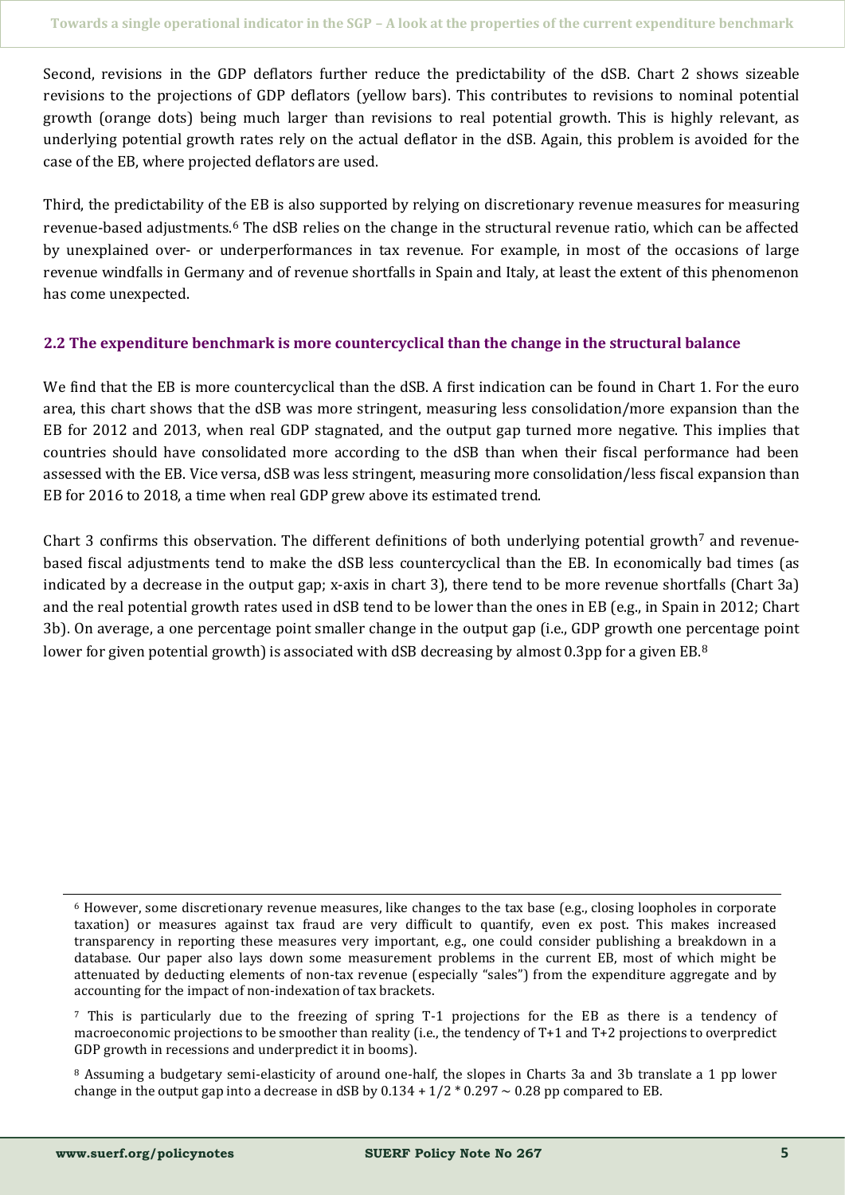Second, revisions in the GDP deflators further reduce the predictability of the dSB. Chart 2 shows sizeable revisions to the projections of GDP deflators (yellow bars). This contributes to revisions to nominal potential growth (orange dots) being much larger than revisions to real potential growth. This is highly relevant, as underlying potential growth rates rely on the actual deflator in the dSB. Again, this problem is avoided for the case of the EB, where projected deflators are used.

Third, the predictability of the EB is also supported by relying on discretionary revenue measures for measuring revenue-based adjustments.[6] The dSB relies on the change in the structural revenue ratio, which can be affected by unexplained over- or underperformances in tax revenue. For example, in most of the occasions of large revenue windfalls in Germany and of revenue shortfalls in Spain and Italy, at least the extent of this phenomenon has come unexpected.

### 2.2 The expenditure benchmark is more countercyclical than the change in the structural balance

We find that the EB is more countercyclical than the dSB. A first indication can be found in Chart 1. For the euro area, this chart shows that the dSB was more stringent, measuring less consolidation/more expansion than the EB for 2012 and 2013, when real GDP stagnated, and the output gap turned more negative. This implies that countries should have consolidated more according to the dSB than when their fiscal performance had been assessed with the EB. Vice versa, dSB was less stringent, measuring more consolidation/less fiscal expansion than EB for 2016 to 2018, a time when real GDP grew above its estimated trend.

Chart 3 confirms this observation. The different definitions of both underlying potential growth[7] and revenue-based fiscal adjustments tend to make the dSB less countercyclical than the EB. In economically bad times (as indicated by a decrease in the output gap; x-axis in chart 3), there tend to be more revenue shortfalls (Chart 3a) and the real potential growth rates used in dSB tend to be lower than the ones in EB (e.g., in Spain in 2012; Chart 3b). On average, a one percentage point smaller change in the output gap (i.e., GDP growth one percentage point lower for given potential growth) is associated with dSB decreasing by almost 0.3pp for a given EB.[8]

---

[6] However, some discretionary revenue measures, like changes to the tax base (e.g., closing loopholes in corporate taxation) or measures against tax fraud are very difficult to quantify, even ex post. This makes increased transparency in reporting these measures very important, e.g., one could consider publishing a breakdown in a database. Our paper also lays down some measurement problems in the current EB, most of which might be attenuated by deducting elements of non-tax revenue (especially "sales") from the expenditure aggregate and by accounting for the impact of non-indexation of tax brackets.

[7] This is particularly due to the freezing of spring T-1 projections for the EB as there is a tendency of macroeconomic projections to be smoother than reality (i.e., the tendency of T+1 and T+2 projections to overpredict GDP growth in recessions and underpredict it in booms).

[8] Assuming a budgetary semi-elasticity of around one-half, the slopes in Charts 3a and 3b translate a 1 pp lower change in the output gap into a decrease in dSB by $0.134 + 1/2 * 0.297 \sim 0.28$ pp compared to EB.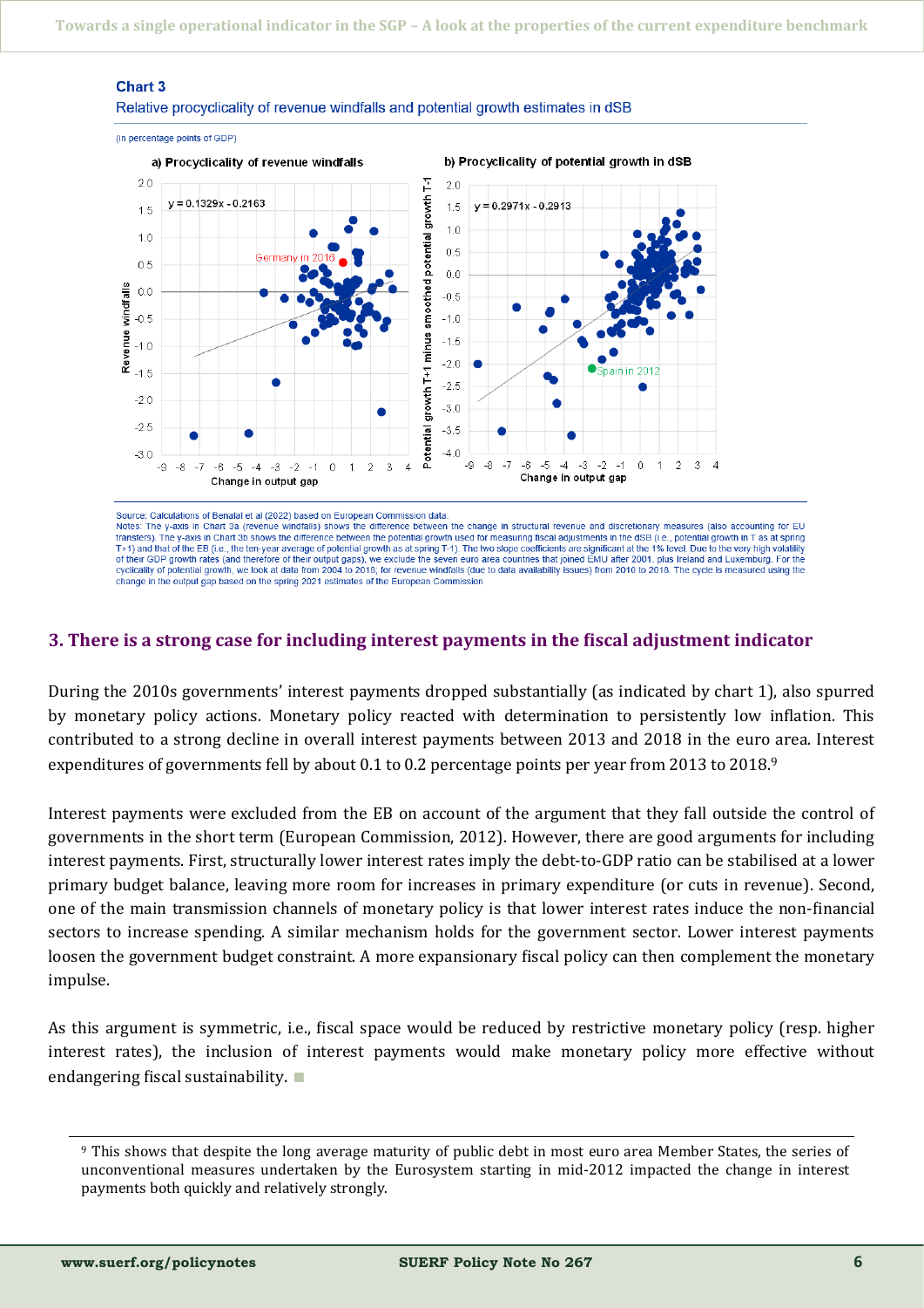**Chart 3**

Relative procyclicality of revenue windfalls and potential growth estimates in dSB

(in percentage points of GDP)

Source: Calculations of Benalal et al (2022) based on European Commission data.

Notes: The y-axis in Chart 3a (revenue windfalls) shows the difference between the change in structural revenue and discretionary measures (also accounting for EU transfers). The y-axis in Chart 3b shows the difference between the potential growth used for measuring fiscal adjustments in the dSB (i.e., potential growth in T as at spring T+1) and that of the EB (i.e., the ten-year average of potential growth as at spring T-1). The two slope coefficients are significant at the 1% level. Due to the very high volatility of their GDP growth rates (and therefore of their output gaps), we exclude the seven euro area countries that joined EMU after 2001, plus Ireland and Luxembourg. For the cyclicality of potential growth, we look at data from 2004 to 2018; for revenue windfalls (due to data availability issues) from 2010 to 2018. The cycle is measured using the change in the output gap based on the spring 2021 estimates of the European Commission.

## 3. There is a strong case for including interest payments in the fiscal adjustment indicator

During the 2010s governments' interest payments dropped substantially (as indicated by chart 1), also spurred by monetary policy actions. Monetary policy reacted with determination to persistently low inflation. This contributed to a strong decline in overall interest payments between 2013 and 2018 in the euro area. Interest expenditures of governments fell by about 0.1 to 0.2 percentage points per year from 2013 to 2018.[9]

Interest payments were excluded from the EB on account of the argument that they fall outside the control of governments in the short term (European Commission, 2012). However, there are good arguments for including interest payments. First, structurally lower interest rates imply the debt-to-GDP ratio can be stabilised at a lower primary budget balance, leaving more room for increases in primary expenditure (or cuts in revenue). Second, one of the main transmission channels of monetary policy is that lower interest rates induce the non-financial sectors to increase spending. A similar mechanism holds for the government sector. Lower interest payments loosen the government budget constraint. A more expansionary fiscal policy can then complement the monetary impulse.

As this argument is symmetric, i.e., fiscal space would be reduced by restrictive monetary policy (resp. higher interest rates), the inclusion of interest payments would make monetary policy more effective without endangering fiscal sustainability. ■

---

[9] This shows that despite the long average maturity of public debt in most euro area Member States, the series of unconventional measures undertaken by the Eurosystem starting in mid-2012 impacted the change in interest payments both quickly and relatively strongly.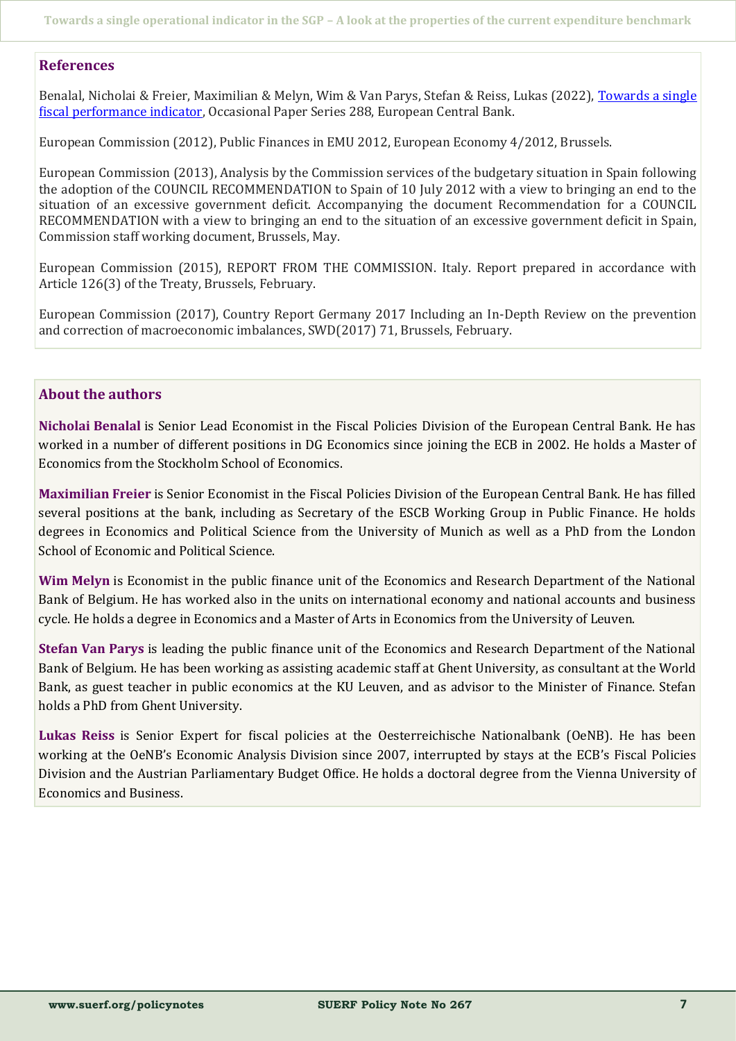## References

Benalal, Nicholai & Freier, Maximilian & Melyn, Wim & Van Parys, Stefan & Reiss, Lukas (2022), [Towards a single fiscal performance indicator](), Occasional Paper Series 288, European Central Bank.

European Commission (2012), Public Finances in EMU 2012, European Economy 4/2012, Brussels.

European Commission (2013), Analysis by the Commission services of the budgetary situation in Spain following the adoption of the COUNCIL RECOMMENDATION to Spain of 10 July 2012 with a view to bringing an end to the situation of an excessive government deficit. Accompanying the document Recommendation for a COUNCIL RECOMMENDATION with a view to bringing an end to the situation of an excessive government deficit in Spain, Commission staff working document, Brussels, May.

European Commission (2015), REPORT FROM THE COMMISSION. Italy. Report prepared in accordance with Article 126(3) of the Treaty, Brussels, February.

European Commission (2017), Country Report Germany 2017 Including an In-Depth Review on the prevention and correction of macroeconomic imbalances, SWD(2017) 71, Brussels, February.

## About the authors

**Nicholai Benalal** is Senior Lead Economist in the Fiscal Policies Division of the European Central Bank. He has worked in a number of different positions in DG Economics since joining the ECB in 2002. He holds a Master of Economics from the Stockholm School of Economics.

**Maximilian Freier** is Senior Economist in the Fiscal Policies Division of the European Central Bank. He has filled several positions at the bank, including as Secretary of the ESCB Working Group in Public Finance. He holds degrees in Economics and Political Science from the University of Munich as well as a PhD from the London School of Economic and Political Science.

**Wim Melyn** is Economist in the public finance unit of the Economics and Research Department of the National Bank of Belgium. He has worked also in the units on international economy and national accounts and business cycle. He holds a degree in Economics and a Master of Arts in Economics from the University of Leuven.

**Stefan Van Parys** is leading the public finance unit of the Economics and Research Department of the National Bank of Belgium. He has been working as assisting academic staff at Ghent University, as consultant at the World Bank, as guest teacher in public economics at the KU Leuven, and as advisor to the Minister of Finance. Stefan holds a PhD from Ghent University.

**Lukas Reiss** is Senior Expert for fiscal policies at the Oesterreichische Nationalbank (OeNB). He has been working at the OeNB's Economic Analysis Division since 2007, interrupted by stays at the ECB's Fiscal Policies Division and the Austrian Parliamentary Budget Office. He holds a doctoral degree from the Vienna University of Economics and Business.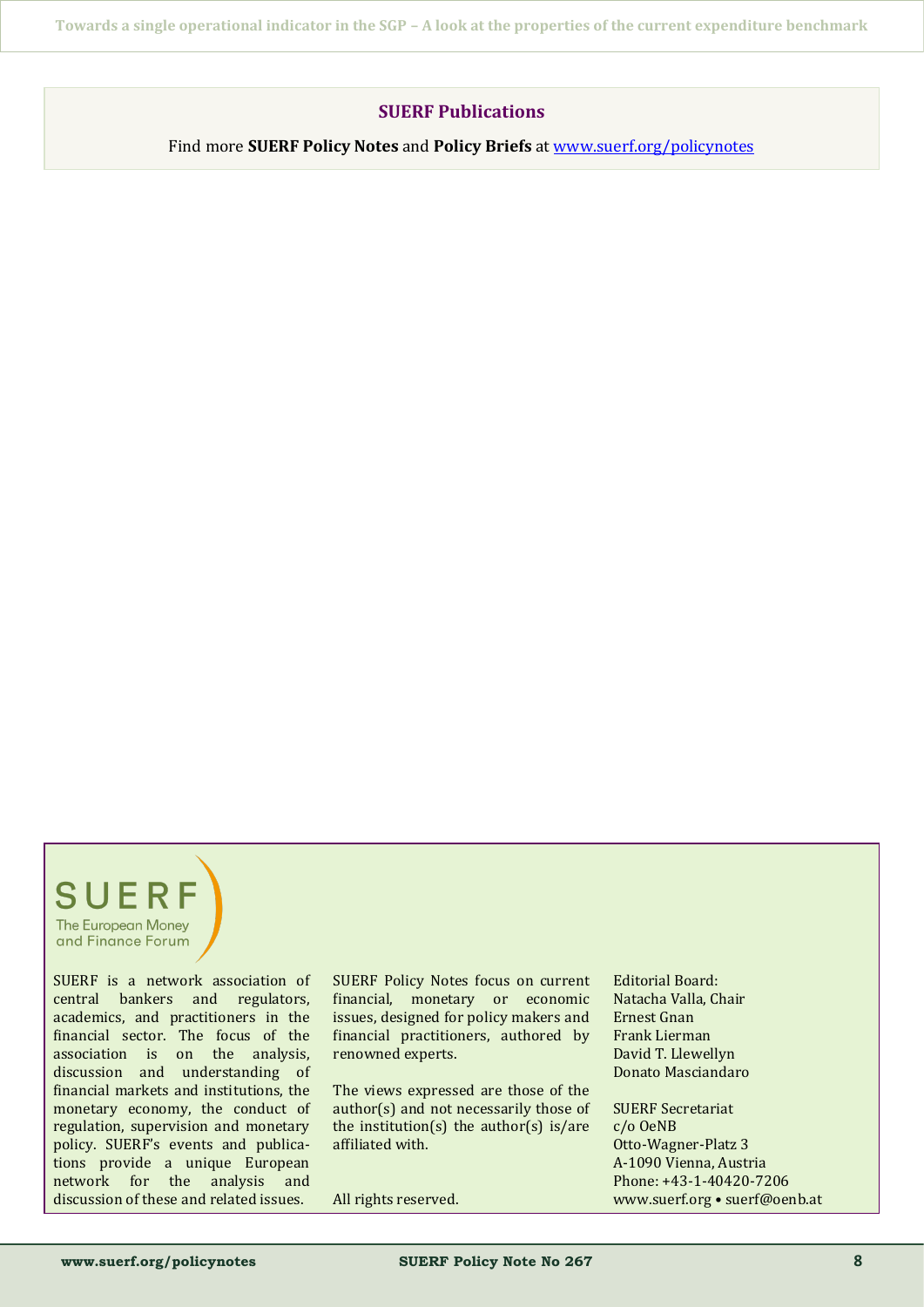**SUERF Publications**

Find more **SUERF Policy Notes** and **Policy Briefs** at www.suerf.org/policynotes

SUERF
The European Money and Finance Forum

SUERF is a network association of central bankers and regulators, academics, and practitioners in the financial sector. The focus of the association is on the analysis, discussion and understanding of financial markets and institutions, the monetary economy, the conduct of regulation, supervision and monetary policy. SUERF's events and publications provide a unique European network for the analysis and discussion of these and related issues.

SUERF Policy Notes focus on current financial, monetary or economic issues, designed for policy makers and financial practitioners, authored by renowned experts.

The views expressed are those of the author(s) and not necessarily those of the institution(s) the author(s) is/are affiliated with.

All rights reserved.

Editorial Board:
Natacha Valla, Chair
Ernest Gnan
Frank Lierman
David T. Llewellyn
Donato Masciandaro

SUERF Secretariat
c/o OeNB
Otto-Wagner-Platz 3
A-1090 Vienna, Austria
Phone: +43-1-40420-7206
www.suerf.org • suerf@oenb.at